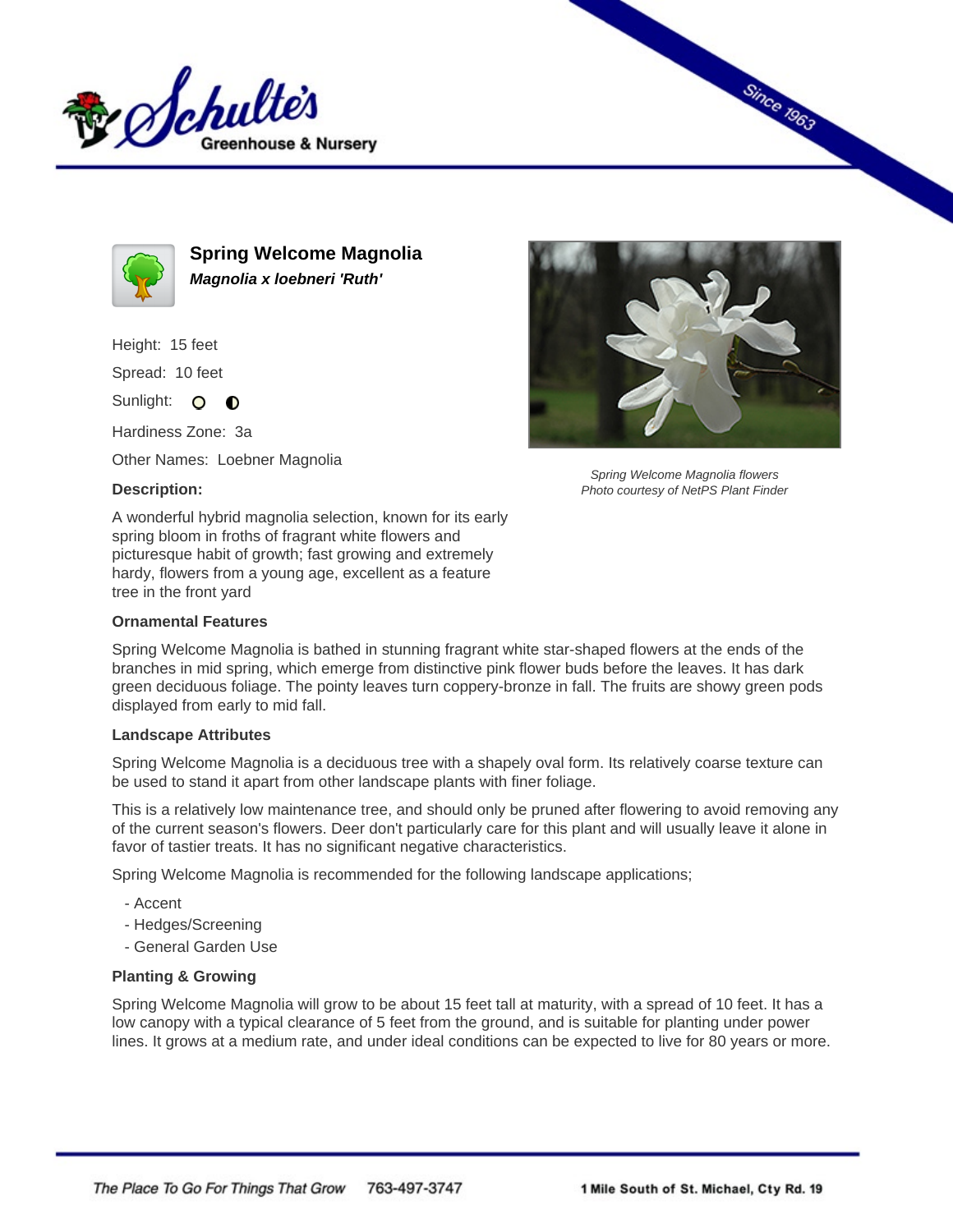# Spring Welcome Magnolia

***Magnolia x loebneri 'Ruth'***

Height: 15 feet

Spread: 10 feet

Sunlight:

Hardiness Zone: 3a

Other Names: Loebner Magnolia

**Description:**

A wonderful hybrid magnolia selection, known for its early spring bloom in froths of fragrant white flowers and picturesque habit of growth; fast growing and extremely hardy, flowers from a young age, excellent as a feature tree in the front yard

*Spring Welcome Magnolia flowers*
*Photo courtesy of NetPS Plant Finder*

### Ornamental Features

Spring Welcome Magnolia is bathed in stunning fragrant white star-shaped flowers at the ends of the branches in mid spring, which emerge from distinctive pink flower buds before the leaves. It has dark green deciduous foliage. The pointy leaves turn coppery-bronze in fall. The fruits are showy green pods displayed from early to mid fall.

### Landscape Attributes

Spring Welcome Magnolia is a deciduous tree with a shapely oval form. Its relatively coarse texture can be used to stand it apart from other landscape plants with finer foliage.

This is a relatively low maintenance tree, and should only be pruned after flowering to avoid removing any of the current season's flowers. Deer don't particularly care for this plant and will usually leave it alone in favor of tastier treats. It has no significant negative characteristics.

Spring Welcome Magnolia is recommended for the following landscape applications;

- Accent
- Hedges/Screening
- General Garden Use

### Planting & Growing

Spring Welcome Magnolia will grow to be about 15 feet tall at maturity, with a spread of 10 feet. It has a low canopy with a typical clearance of 5 feet from the ground, and is suitable for planting under power lines. It grows at a medium rate, and under ideal conditions can be expected to live for 80 years or more.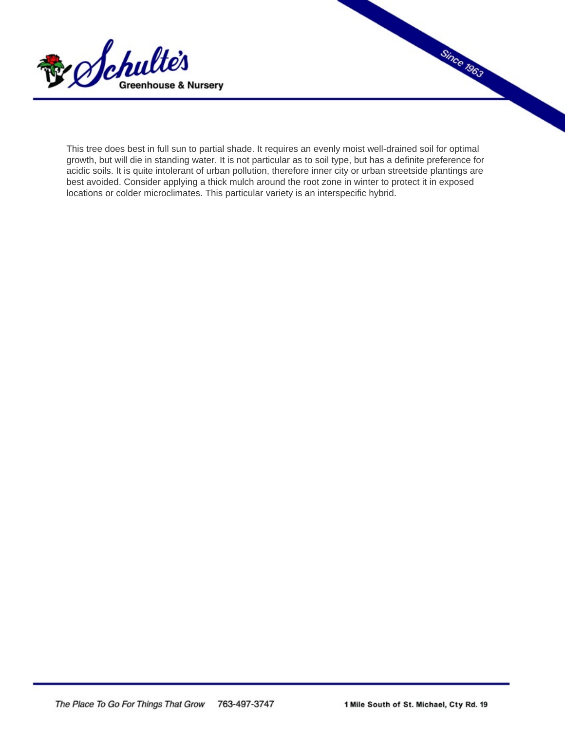This tree does best in full sun to partial shade. It requires an evenly moist well-drained soil for optimal growth, but will die in standing water. It is not particular as to soil type, but has a definite preference for acidic soils. It is quite intolerant of urban pollution, therefore inner city or urban streetside plantings are best avoided. Consider applying a thick mulch around the root zone in winter to protect it in exposed locations or colder microclimates. This particular variety is an interspecific hybrid.